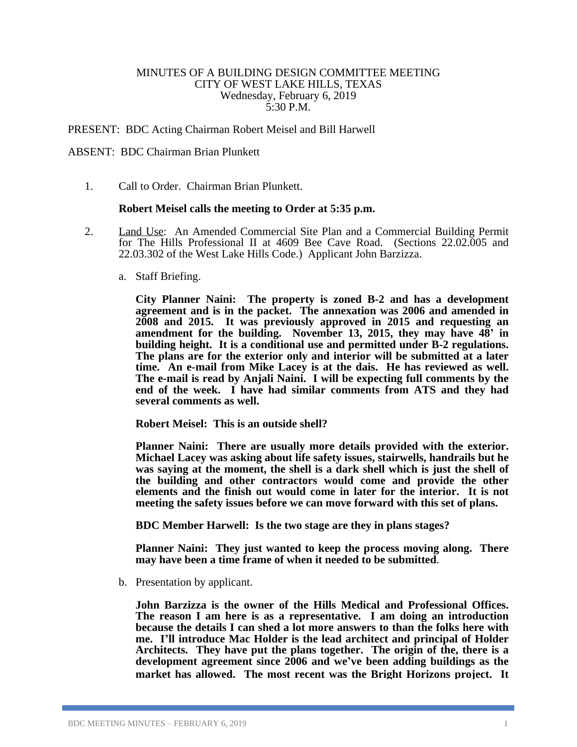MINUTES OF A BUILDING DESIGN COMMITTEE MEETING
CITY OF WEST LAKE HILLS, TEXAS
Wednesday, February 6, 2019
5:30 P.M.

PRESENT: BDC Acting Chairman Robert Meisel and Bill Harwell

ABSENT: BDC Chairman Brian Plunkett

1. Call to Order. Chairman Brian Plunkett.

   **Robert Meisel calls the meeting to Order at 5:35 p.m.**

2. Land Use: An Amended Commercial Site Plan and a Commercial Building Permit for The Hills Professional II at 4609 Bee Cave Road. (Sections 22.02.005 and 22.03.302 of the West Lake Hills Code.) Applicant John Barzizza.

   a. Staff Briefing.

      **City Planner Naini: The property is zoned B-2 and has a development agreement and is in the packet. The annexation was 2006 and amended in 2008 and 2015. It was previously approved in 2015 and requesting an amendment for the building. November 13, 2015, they may have 48' in building height. It is a conditional use and permitted under B-2 regulations. The plans are for the exterior only and interior will be submitted at a later time. An e-mail from Mike Lacey is at the dais. He has reviewed as well. The e-mail is read by Anjali Naini. I will be expecting full comments by the end of the week. I have had similar comments from ATS and they had several comments as well.**

      **Robert Meisel: This is an outside shell?**

      **Planner Naini: There are usually more details provided with the exterior. Michael Lacey was asking about life safety issues, stairwells, handrails but he was saying at the moment, the shell is a dark shell which is just the shell of the building and other contractors would come and provide the other elements and the finish out would come in later for the interior. It is not meeting the safety issues before we can move forward with this set of plans.**

      **BDC Member Harwell: Is the two stage are they in plans stages?**

      **Planner Naini: They just wanted to keep the process moving along. There may have been a time frame of when it needed to be submitted**.

   b. Presentation by applicant.

      **John Barzizza is the owner of the Hills Medical and Professional Offices. The reason I am here is as a representative. I am doing an introduction because the details I can shed a lot more answers to than the folks here with me. I'll introduce Mac Holder is the lead architect and principal of Holder Architects. They have put the plans together. The origin of the, there is a development agreement since 2006 and we've been adding buildings as the market has allowed. The most recent was the Bright Horizons project. It**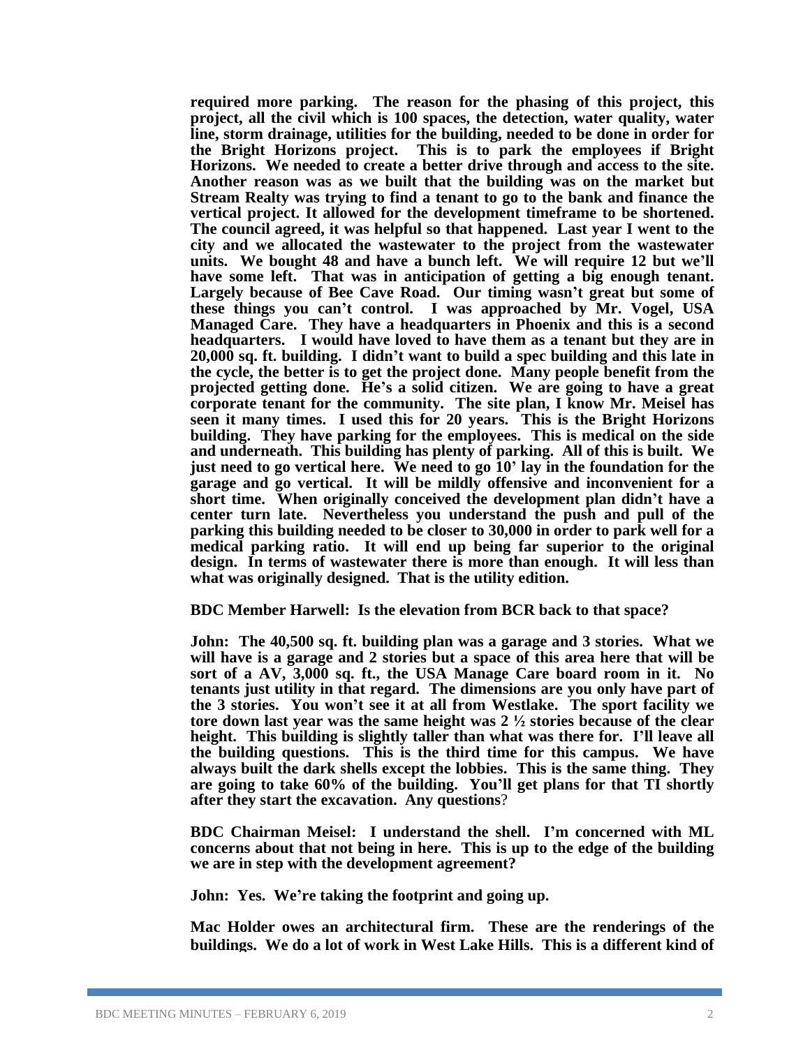**required more parking. The reason for the phasing of this project, this project, all the civil which is 100 spaces, the detection, water quality, water line, storm drainage, utilities for the building, needed to be done in order for the Bright Horizons project. This is to park the employees if Bright Horizons. We needed to create a better drive through and access to the site. Another reason was as we built that the building was on the market but Stream Realty was trying to find a tenant to go to the bank and finance the vertical project. It allowed for the development timeframe to be shortened. The council agreed, it was helpful so that happened. Last year I went to the city and we allocated the wastewater to the project from the wastewater units. We bought 48 and have a bunch left. We will require 12 but we'll have some left. That was in anticipation of getting a big enough tenant. Largely because of Bee Cave Road. Our timing wasn't great but some of these things you can't control. I was approached by Mr. Vogel, USA Managed Care. They have a headquarters in Phoenix and this is a second headquarters. I would have loved to have them as a tenant but they are in 20,000 sq. ft. building. I didn't want to build a spec building and this late in the cycle, the better is to get the project done. Many people benefit from the projected getting done. He's a solid citizen. We are going to have a great corporate tenant for the community. The site plan, I know Mr. Meisel has seen it many times. I used this for 20 years. This is the Bright Horizons building. They have parking for the employees. This is medical on the side and underneath. This building has plenty of parking. All of this is built. We just need to go vertical here. We need to go 10' lay in the foundation for the garage and go vertical. It will be mildly offensive and inconvenient for a short time. When originally conceived the development plan didn't have a center turn late. Nevertheless you understand the push and pull of the parking this building needed to be closer to 30,000 in order to park well for a medical parking ratio. It will end up being far superior to the original design. In terms of wastewater there is more than enough. It will less than what was originally designed. That is the utility edition.**

**BDC Member Harwell: Is the elevation from BCR back to that space?**

**John: The 40,500 sq. ft. building plan was a garage and 3 stories. What we will have is a garage and 2 stories but a space of this area here that will be sort of a AV, 3,000 sq. ft., the USA Manage Care board room in it. No tenants just utility in that regard. The dimensions are you only have part of the 3 stories. You won't see it at all from Westlake. The sport facility we tore down last year was the same height was 2 ½ stories because of the clear height. This building is slightly taller than what was there for. I'll leave all the building questions. This is the third time for this campus. We have always built the dark shells except the lobbies. This is the same thing. They are going to take 60% of the building. You'll get plans for that TI shortly after they start the excavation. Any questions**?

**BDC Chairman Meisel: I understand the shell. I'm concerned with ML concerns about that not being in here. This is up to the edge of the building we are in step with the development agreement?**

**John: Yes. We're taking the footprint and going up.**

**Mac Holder owes an architectural firm. These are the renderings of the buildings. We do a lot of work in West Lake Hills. This is a different kind of**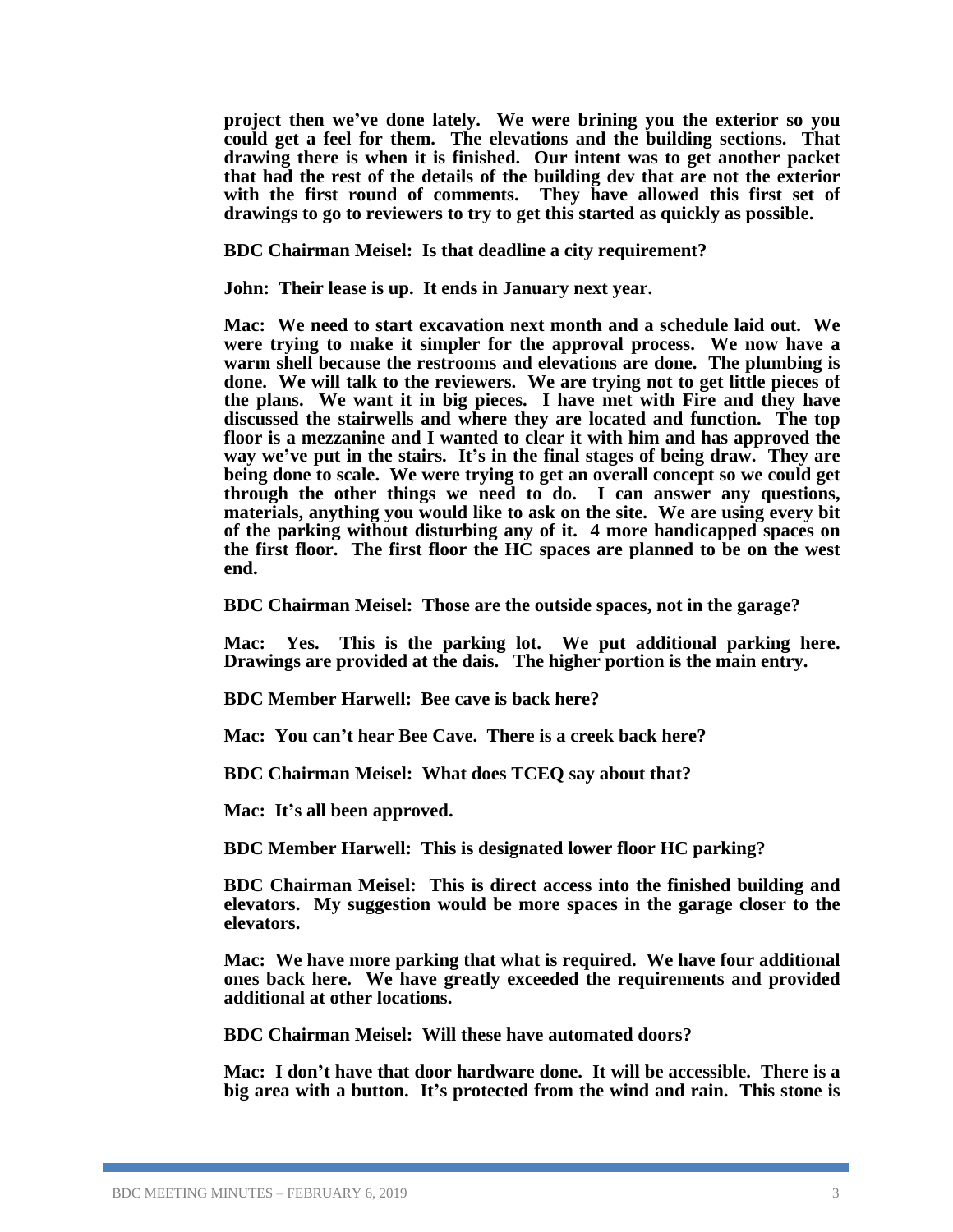**project then we've done lately. We were brining you the exterior so you could get a feel for them. The elevations and the building sections. That drawing there is when it is finished. Our intent was to get another packet that had the rest of the details of the building dev that are not the exterior with the first round of comments. They have allowed this first set of drawings to go to reviewers to try to get this started as quickly as possible.**

**BDC Chairman Meisel: Is that deadline a city requirement?**

**John: Their lease is up. It ends in January next year.**

**Mac: We need to start excavation next month and a schedule laid out. We were trying to make it simpler for the approval process. We now have a warm shell because the restrooms and elevations are done. The plumbing is done. We will talk to the reviewers. We are trying not to get little pieces of the plans. We want it in big pieces. I have met with Fire and they have discussed the stairwells and where they are located and function. The top floor is a mezzanine and I wanted to clear it with him and has approved the way we've put in the stairs. It's in the final stages of being draw. They are being done to scale. We were trying to get an overall concept so we could get through the other things we need to do. I can answer any questions, materials, anything you would like to ask on the site. We are using every bit of the parking without disturbing any of it. 4 more handicapped spaces on the first floor. The first floor the HC spaces are planned to be on the west end.**

**BDC Chairman Meisel: Those are the outside spaces, not in the garage?**

**Mac: Yes. This is the parking lot. We put additional parking here. Drawings are provided at the dais. The higher portion is the main entry.**

**BDC Member Harwell: Bee cave is back here?**

**Mac: You can't hear Bee Cave. There is a creek back here?**

**BDC Chairman Meisel: What does TCEQ say about that?**

**Mac: It's all been approved.**

**BDC Member Harwell: This is designated lower floor HC parking?**

**BDC Chairman Meisel: This is direct access into the finished building and elevators. My suggestion would be more spaces in the garage closer to the elevators.**

**Mac: We have more parking that what is required. We have four additional ones back here. We have greatly exceeded the requirements and provided additional at other locations.**

**BDC Chairman Meisel: Will these have automated doors?**

**Mac: I don't have that door hardware done. It will be accessible. There is a big area with a button. It's protected from the wind and rain. This stone is**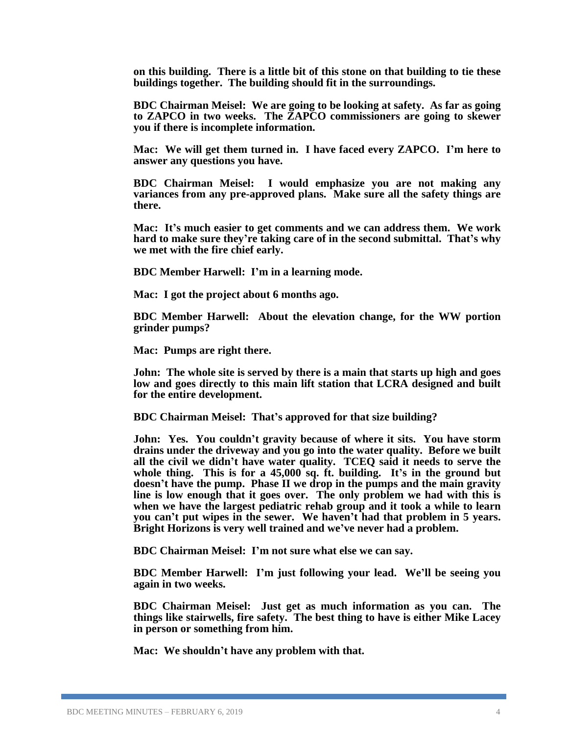**on this building. There is a little bit of this stone on that building to tie these buildings together. The building should fit in the surroundings.**

**BDC Chairman Meisel: We are going to be looking at safety. As far as going to ZAPCO in two weeks. The ZAPCO commissioners are going to skewer you if there is incomplete information.**

**Mac: We will get them turned in. I have faced every ZAPCO. I'm here to answer any questions you have.**

**BDC Chairman Meisel: I would emphasize you are not making any variances from any pre-approved plans. Make sure all the safety things are there.**

**Mac: It's much easier to get comments and we can address them. We work hard to make sure they're taking care of in the second submittal. That's why we met with the fire chief early.**

**BDC Member Harwell: I'm in a learning mode.**

**Mac: I got the project about 6 months ago.**

**BDC Member Harwell: About the elevation change, for the WW portion grinder pumps?**

**Mac: Pumps are right there.**

**John: The whole site is served by there is a main that starts up high and goes low and goes directly to this main lift station that LCRA designed and built for the entire development.**

**BDC Chairman Meisel: That's approved for that size building?**

**John: Yes. You couldn't gravity because of where it sits. You have storm drains under the driveway and you go into the water quality. Before we built all the civil we didn't have water quality. TCEQ said it needs to serve the whole thing. This is for a 45,000 sq. ft. building. It's in the ground but doesn't have the pump. Phase II we drop in the pumps and the main gravity line is low enough that it goes over. The only problem we had with this is when we have the largest pediatric rehab group and it took a while to learn you can't put wipes in the sewer. We haven't had that problem in 5 years. Bright Horizons is very well trained and we've never had a problem.**

**BDC Chairman Meisel: I'm not sure what else we can say.**

**BDC Member Harwell: I'm just following your lead. We'll be seeing you again in two weeks.**

**BDC Chairman Meisel: Just get as much information as you can. The things like stairwells, fire safety. The best thing to have is either Mike Lacey in person or something from him.**

**Mac: We shouldn't have any problem with that.**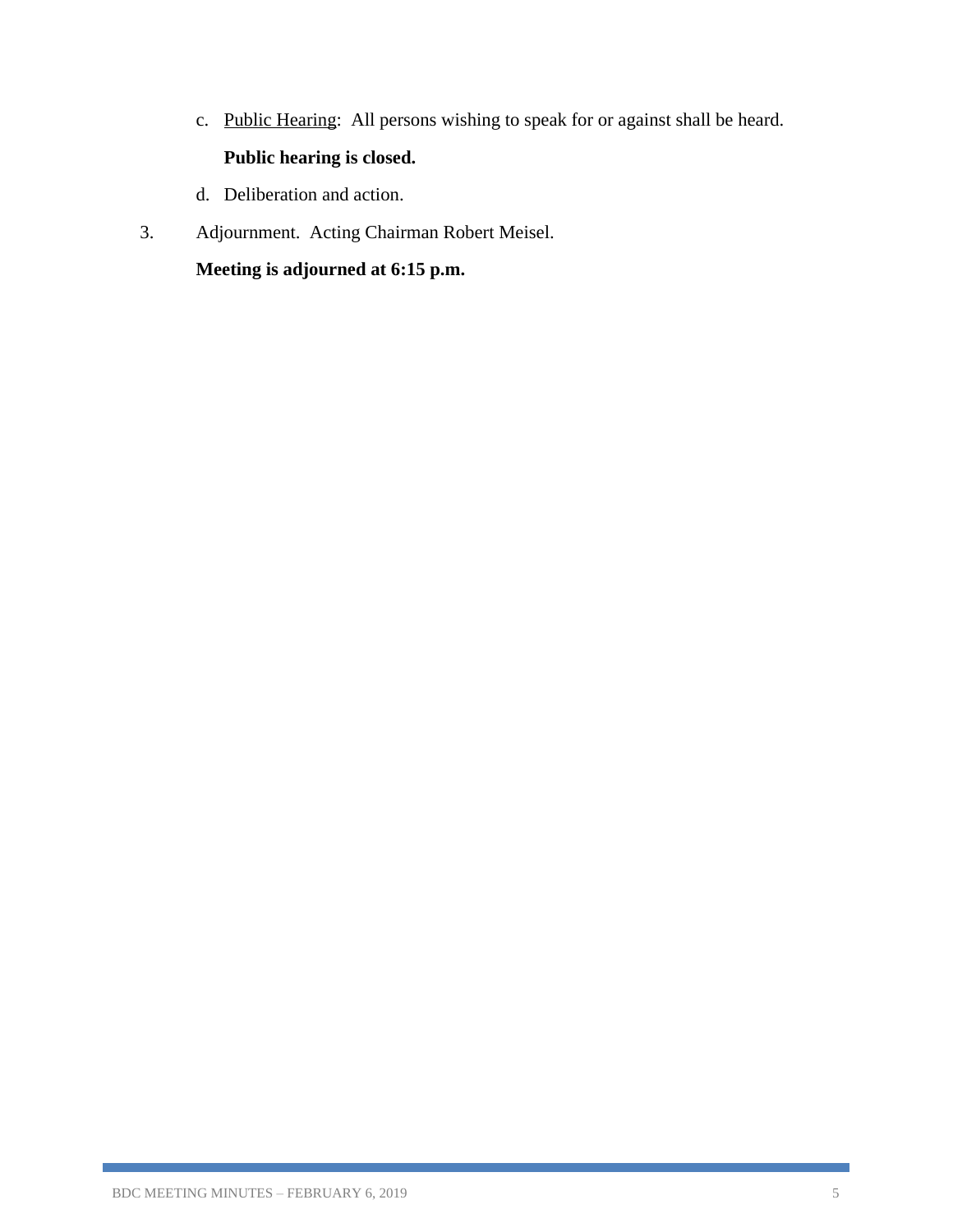c. Public Hearing: All persons wishing to speak for or against shall be heard.

   **Public hearing is closed.**

d. Deliberation and action.

3. Adjournment. Acting Chairman Robert Meisel.

   **Meeting is adjourned at 6:15 p.m.**